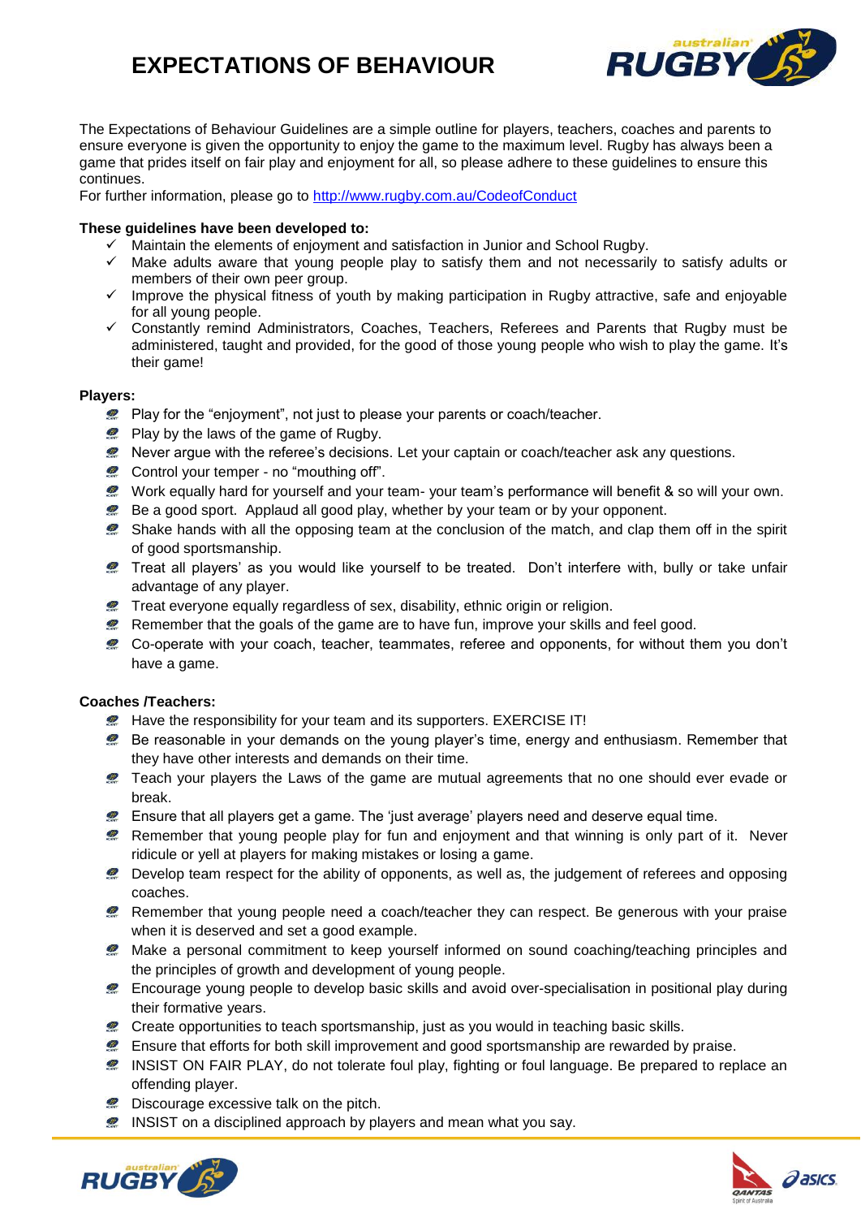# EXPECTATIONS OF BEHAVIOUR

The Expectations of Behaviour Guidelines are a simple outline for players, teachers, coaches and parents to ensure everyone is given the opportunity to enjoy the game to the maximum level. Rugby has always been a game that prides itself on fair play and enjoyment for all, so please adhere to these guidelines to ensure this continues.
For further information, please go to http://www.rugby.com.au/CodeofConduct

**These guidelines have been developed to:**

- ✓ Maintain the elements of enjoyment and satisfaction in Junior and School Rugby.
- ✓ Make adults aware that young people play to satisfy them and not necessarily to satisfy adults or members of their own peer group.
- ✓ Improve the physical fitness of youth by making participation in Rugby attractive, safe and enjoyable for all young people.
- ✓ Constantly remind Administrators, Coaches, Teachers, Referees and Parents that Rugby must be administered, taught and provided, for the good of those young people who wish to play the game. It's their game!

**Players:**

- Play for the "enjoyment", not just to please your parents or coach/teacher.
- Play by the laws of the game of Rugby.
- Never argue with the referee's decisions. Let your captain or coach/teacher ask any questions.
- Control your temper - no "mouthing off".
- Work equally hard for yourself and your team- your team's performance will benefit & so will your own.
- Be a good sport. Applaud all good play, whether by your team or by your opponent.
- Shake hands with all the opposing team at the conclusion of the match, and clap them off in the spirit of good sportsmanship.
- Treat all players' as you would like yourself to be treated. Don't interfere with, bully or take unfair advantage of any player.
- Treat everyone equally regardless of sex, disability, ethnic origin or religion.
- Remember that the goals of the game are to have fun, improve your skills and feel good.
- Co-operate with your coach, teacher, teammates, referee and opponents, for without them you don't have a game.

**Coaches /Teachers:**

- Have the responsibility for your team and its supporters. EXERCISE IT!
- Be reasonable in your demands on the young player's time, energy and enthusiasm. Remember that they have other interests and demands on their time.
- Teach your players the Laws of the game are mutual agreements that no one should ever evade or break.
- Ensure that all players get a game. The 'just average' players need and deserve equal time.
- Remember that young people play for fun and enjoyment and that winning is only part of it. Never ridicule or yell at players for making mistakes or losing a game.
- Develop team respect for the ability of opponents, as well as, the judgement of referees and opposing coaches.
- Remember that young people need a coach/teacher they can respect. Be generous with your praise when it is deserved and set a good example.
- Make a personal commitment to keep yourself informed on sound coaching/teaching principles and the principles of growth and development of young people.
- Encourage young people to develop basic skills and avoid over-specialisation in positional play during their formative years.
- Create opportunities to teach sportsmanship, just as you would in teaching basic skills.
- Ensure that efforts for both skill improvement and good sportsmanship are rewarded by praise.
- INSIST ON FAIR PLAY, do not tolerate foul play, fighting or foul language. Be prepared to replace an offending player.
- Discourage excessive talk on the pitch.
- INSIST on a disciplined approach by players and mean what you say.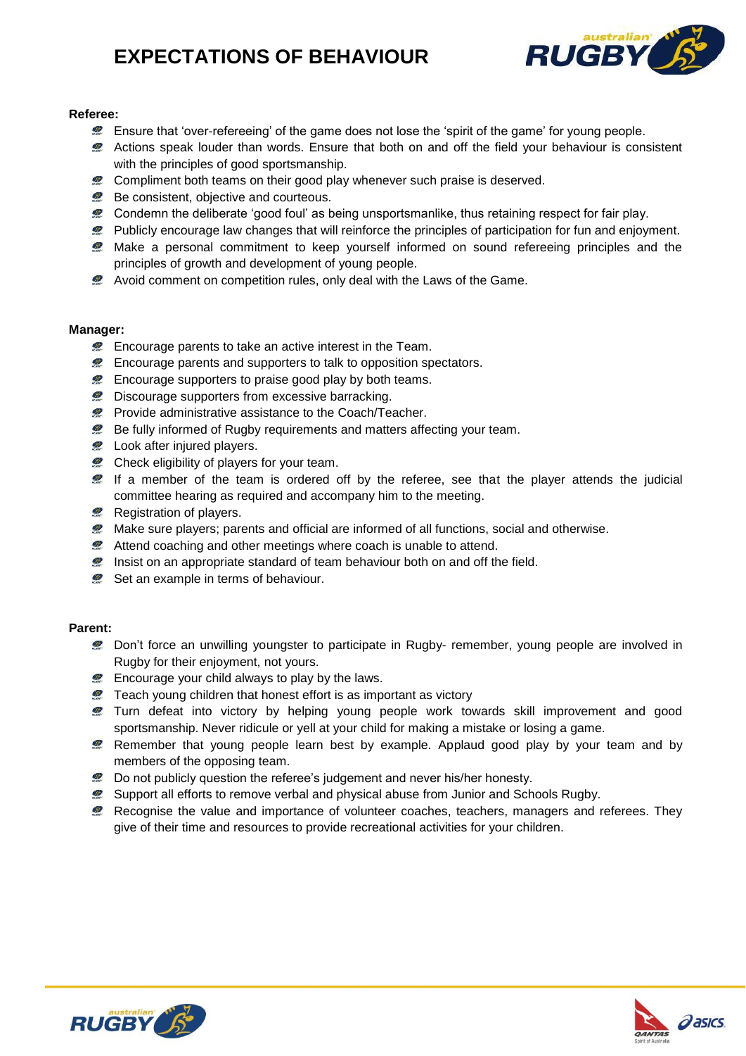# EXPECTATIONS OF BEHAVIOUR

**Referee:**

- Ensure that 'over-refereeing' of the game does not lose the 'spirit of the game' for young people.
- Actions speak louder than words. Ensure that both on and off the field your behaviour is consistent with the principles of good sportsmanship.
- Compliment both teams on their good play whenever such praise is deserved.
- Be consistent, objective and courteous.
- Condemn the deliberate 'good foul' as being unsportsmanlike, thus retaining respect for fair play.
- Publicly encourage law changes that will reinforce the principles of participation for fun and enjoyment.
- Make a personal commitment to keep yourself informed on sound refereeing principles and the principles of growth and development of young people.
- Avoid comment on competition rules, only deal with the Laws of the Game.

**Manager:**

- Encourage parents to take an active interest in the Team.
- Encourage parents and supporters to talk to opposition spectators.
- Encourage supporters to praise good play by both teams.
- Discourage supporters from excessive barracking.
- Provide administrative assistance to the Coach/Teacher.
- Be fully informed of Rugby requirements and matters affecting your team.
- Look after injured players.
- Check eligibility of players for your team.
- If a member of the team is ordered off by the referee, see that the player attends the judicial committee hearing as required and accompany him to the meeting.
- Registration of players.
- Make sure players; parents and official are informed of all functions, social and otherwise.
- Attend coaching and other meetings where coach is unable to attend.
- Insist on an appropriate standard of team behaviour both on and off the field.
- Set an example in terms of behaviour.

**Parent:**

- Don't force an unwilling youngster to participate in Rugby- remember, young people are involved in Rugby for their enjoyment, not yours.
- Encourage your child always to play by the laws.
- Teach young children that honest effort is as important as victory
- Turn defeat into victory by helping young people work towards skill improvement and good sportsmanship. Never ridicule or yell at your child for making a mistake or losing a game.
- Remember that young people learn best by example. Applaud good play by your team and by members of the opposing team.
- Do not publicly question the referee's judgement and never his/her honesty.
- Support all efforts to remove verbal and physical abuse from Junior and Schools Rugby.
- Recognise the value and importance of volunteer coaches, teachers, managers and referees. They give of their time and resources to provide recreational activities for your children.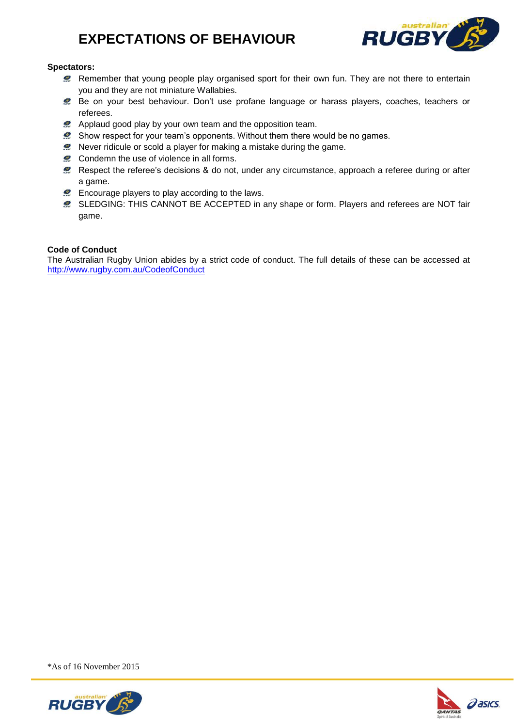# EXPECTATIONS OF BEHAVIOUR

**Spectators:**

- Remember that young people play organised sport for their own fun. They are not there to entertain you and they are not miniature Wallabies.
- Be on your best behaviour. Don't use profane language or harass players, coaches, teachers or referees.
- Applaud good play by your own team and the opposition team.
- Show respect for your team's opponents. Without them there would be no games.
- Never ridicule or scold a player for making a mistake during the game.
- Condemn the use of violence in all forms.
- Respect the referee's decisions & do not, under any circumstance, approach a referee during or after a game.
- Encourage players to play according to the laws.
- SLEDGING: THIS CANNOT BE ACCEPTED in any shape or form. Players and referees are NOT fair game.

**Code of Conduct**

The Australian Rugby Union abides by a strict code of conduct. The full details of these can be accessed at http://www.rugby.com.au/CodeofConduct

*As of 16 November 2015